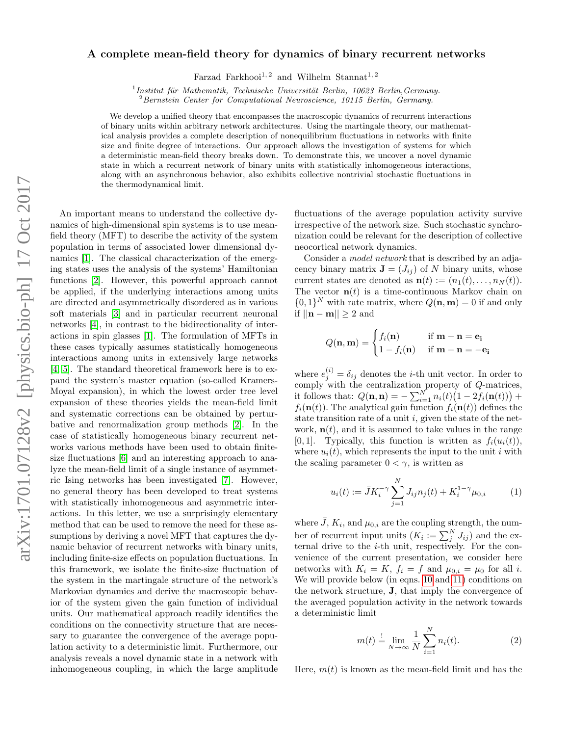# A complete mean-field theory for dynamics of binary recurrent networks

Farzad Farkhooi[1,2] and Wilhelm Stannat[1,2]

[1] *Institut für Mathematik, Technische Universität Berlin, 10623 Berlin, Germany.*
[2] *Bernstein Center for Computational Neuroscience, 10115 Berlin, Germany.*

We develop a unified theory that encompasses the macroscopic dynamics of recurrent interactions of binary units within arbitrary network architectures. Using the martingale theory, our mathematical analysis provides a complete description of nonequilibrium fluctuations in networks with finite size and finite degree of interactions. Our approach allows the investigation of systems for which a deterministic mean-field theory breaks down. To demonstrate this, we uncover a novel dynamic state in which a recurrent network of binary units with statistically inhomogeneous interactions, along with an asynchronous behavior, also exhibits collective nontrivial stochastic fluctuations in the thermodynamical limit.

An important means to understand the collective dynamics of high-dimensional spin systems is to use mean-field theory (MFT) to describe the activity of the system population in terms of associated lower dimensional dynamics [1]. The classical characterization of the emerging states uses the analysis of the systems' Hamiltonian functions [2]. However, this powerful approach cannot be applied, if the underlying interactions among units are directed and asymmetrically disordered as in various soft materials [3] and in particular recurrent neuronal networks [4], in contrast to the bidirectionality of interactions in spin glasses [1]. The formulation of MFTs in these cases typically assumes statistically homogeneous interactions among units in extensively large networks [4, 5]. The standard theoretical framework here is to expand the system's master equation (so-called Kramers-Moyal expansion), in which the lowest order tree level expansion of these theories yields the mean-field limit and systematic corrections can be obtained by perturbative and renormalization group methods [2]. In the case of statistically homogeneous binary recurrent networks various methods have been used to obtain finite-size fluctuations [6] and an interesting approach to analyze the mean-field limit of a single instance of asymmetric Ising networks has been investigated [7]. However, no general theory has been developed to treat systems with statistically inhomogeneous and asymmetric interactions. In this letter, we use a surprisingly elementary method that can be used to remove the need for these assumptions by deriving a novel MFT that captures the dynamic behavior of recurrent networks with binary units, including finite-size effects on population fluctuations. In this framework, we isolate the finite-size fluctuation of the system in the martingale structure of the network's Markovian dynamics and derive the macroscopic behavior of the system given the gain function of individual units. Our mathematical approach readily identifies the conditions on the connectivity structure that are necessary to guarantee the convergence of the average population activity to a deterministic limit. Furthermore, our analysis reveals a novel dynamic state in a network with inhomogeneous coupling, in which the large amplitude fluctuations of the average population activity survive irrespective of the network size. Such stochastic synchronization could be relevant for the description of collective neocortical network dynamics.

Consider a *model network* that is described by an adjacency binary matrix $\mathbf{J} = (J_{ij})$ of $N$ binary units, whose current states are denoted as $\mathbf{n}(t) := (n_1(t), \ldots, n_N(t))$. The vector $\mathbf{n}(t)$ is a time-continuous Markov chain on $\{0,1\}^N$ with rate matrix, where $Q(\mathbf{n},\mathbf{m}) = 0$ if and only if $||\mathbf{n} - \mathbf{m}|| \geq 2$ and

$$Q(\mathbf{n},\mathbf{m}) = \begin{cases} f_i(\mathbf{n}) & \text{if } \mathbf{m} - \mathbf{n} = \mathbf{e_i} \\ 1 - f_i(\mathbf{n}) & \text{if } \mathbf{m} - \mathbf{n} = -\mathbf{e_i} \end{cases}$$

where $e_j^{(i)} = \delta_{ij}$ denotes the $i$-th unit vector. In order to comply with the centralization property of $Q$-matrices, it follows that: $Q(\mathbf{n},\mathbf{n}) = -\sum_{i=1}^{N} n_i(t)\big(1 - 2f_i(\mathbf{n}(t))\big) + f_i(\mathbf{n}(t))$. The analytical gain function $f_i(\mathbf{n}(t))$ defines the state transition rate of a unit $i$, given the state of the network, $\mathbf{n}(t)$, and it is assumed to take values in the range $[0,1]$. Typically, this function is written as $f_i(u_i(t))$, where $u_i(t)$, which represents the input to the unit $i$ with the scaling parameter $0 < \gamma$, is written as

$$u_i(t) := \bar{J} K_i^{-\gamma} \sum_{j=1}^{N} J_{ij} n_j(t) + K_i^{1-\gamma} \mu_{0,i} \tag{1}$$

where $\bar{J}$, $K_i$, and $\mu_{0,i}$ are the coupling strength, the number of recurrent input units ($K_i := \sum_j^N J_{ij}$) and the external drive to the $i$-th unit, respectively. For the convenience of the current presentation, we consider here networks with $K_i = K$, $f_i = f$ and $\mu_{0,i} = \mu_0$ for all $i$. We will provide below (in eqns. 10 and 11) conditions on the network structure, $\mathbf{J}$, that imply the convergence of the averaged population activity in the network towards a deterministic limit

$$m(t) \overset{!}{=} \lim_{N\to\infty} \frac{1}{N} \sum_{i=1}^{N} n_i(t). \tag{2}$$

Here, $m(t)$ is known as the mean-field limit and has the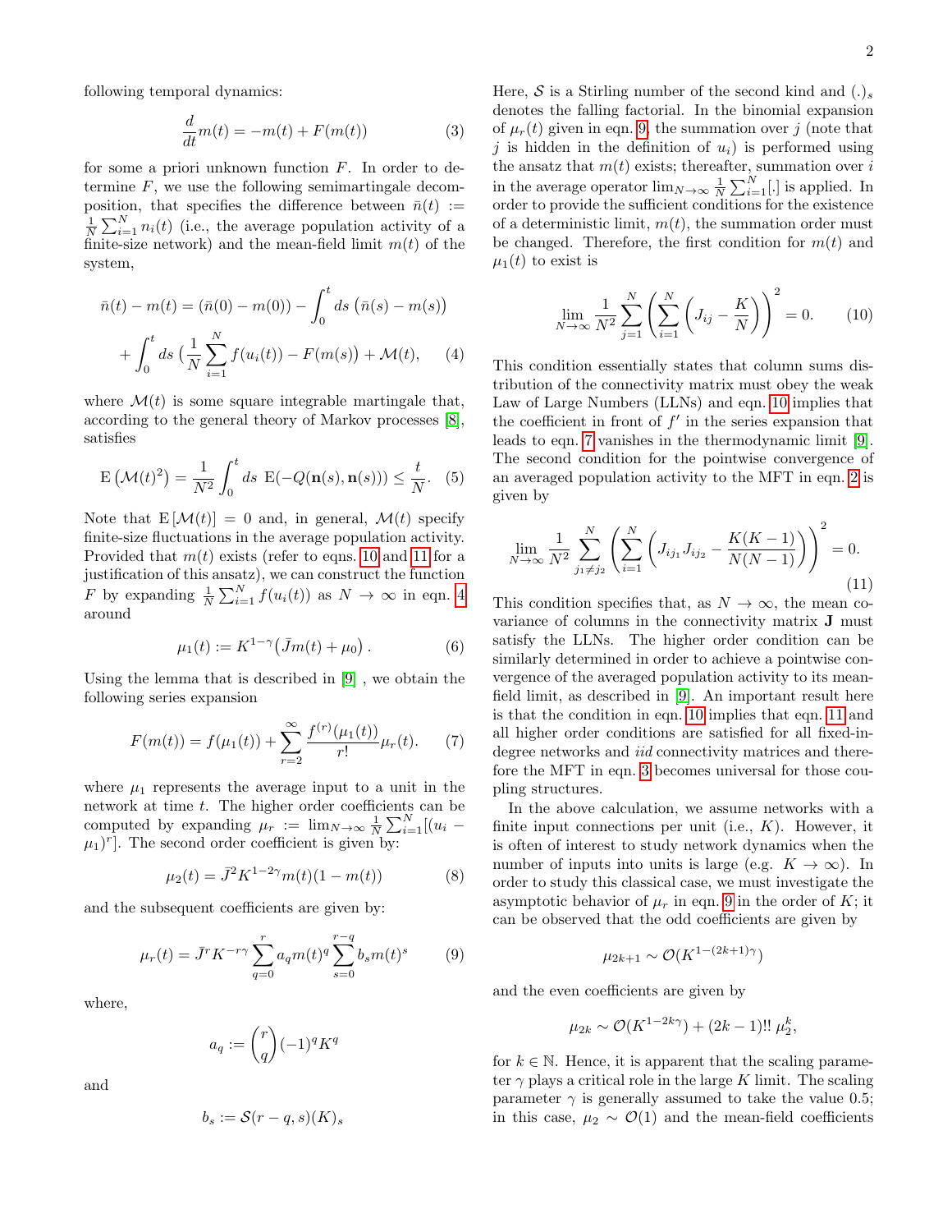following temporal dynamics:

$$\frac{d}{dt}m(t) = -m(t) + F(m(t)) \tag{3}$$

for some a priori unknown function $F$. In order to determine $F$, we use the following semimartingale decomposition, that specifies the difference between $\bar{n}(t) := \frac{1}{N}\sum_{i=1}^{N} n_i(t)$ (i.e., the average population activity of a finite-size network) and the mean-field limit $m(t)$ of the system,

$$\bar{n}(t) - m(t) = (\bar{n}(0) - m(0)) - \int_0^t ds\,\big(\bar{n}(s) - m(s)\big) + \int_0^t ds\,\big(\frac{1}{N}\sum_{i=1}^{N} f(u_i(t)) - F(m(s)\big) + \mathcal{M}(t), \tag{4}$$

where $\mathcal{M}(t)$ is some square integrable martingale that, according to the general theory of Markov processes [8], satisfies

$$\mathrm{E}\left(\mathcal{M}(t)^2\right) = \frac{1}{N^2}\int_0^t ds\ \mathrm{E}(-Q(\mathbf{n}(s), \mathbf{n}(s))) \leq \frac{t}{N}. \tag{5}$$

Note that $\mathrm{E}\left[\mathcal{M}(t)\right] = 0$ and, in general, $\mathcal{M}(t)$ specify finite-size fluctuations in the average population activity. Provided that $m(t)$ exists (refer to eqns. 10 and 11 for a justification of this ansatz), we can construct the function $F$ by expanding $\frac{1}{N}\sum_{i=1}^{N} f(u_i(t))$ as $N \to \infty$ in eqn. 4 around

$$\mu_1(t) := K^{1-\gamma}\big(\bar{J}m(t) + \mu_0\big)\,. \tag{6}$$

Using the lemma that is described in [9] , we obtain the following series expansion

$$F(m(t)) = f(\mu_1(t)) + \sum_{r=2}^{\infty} \frac{f^{(r)}(\mu_1(t))}{r!}\mu_r(t). \tag{7}$$

where $\mu_1$ represents the average input to a unit in the network at time $t$. The higher order coefficients can be computed by expanding $\mu_r := \lim_{N\to\infty}\frac{1}{N}\sum_{i=1}^{N}[(u_i - \mu_1)^r]$. The second order coefficient is given by:

$$\mu_2(t) = \bar{J}^2 K^{1-2\gamma} m(t)(1 - m(t)) \tag{8}$$

and the subsequent coefficients are given by:

$$\mu_r(t) = \bar{J}^r K^{-r\gamma} \sum_{q=0}^{r} a_q m(t)^q \sum_{s=0}^{r-q} b_s m(t)^s \tag{9}$$

where,

$$a_q := \binom{r}{q}(-1)^q K^q$$

and

$$b_s := \mathcal{S}(r-q, s)(K)_s$$

Here, $\mathcal{S}$ is a Stirling number of the second kind and $(.)_s$ denotes the falling factorial. In the binomial expansion of $\mu_r(t)$ given in eqn. 9, the summation over $j$ (note that $j$ is hidden in the definition of $u_i$) is performed using the ansatz that $m(t)$ exists; thereafter, summation over $i$ in the average operator $\lim_{N\to\infty}\frac{1}{N}\sum_{i=1}^{N}[.]$ is applied. In order to provide the sufficient conditions for the existence of a deterministic limit, $m(t)$, the summation order must be changed. Therefore, the first condition for $m(t)$ and $\mu_1(t)$ to exist is

$$\lim_{N\to\infty}\frac{1}{N^2}\sum_{j=1}^{N}\left(\sum_{i=1}^{N}\left(J_{ij} - \frac{K}{N}\right)\right)^2 = 0. \tag{10}$$

This condition essentially states that column sums distribution of the connectivity matrix must obey the weak Law of Large Numbers (LLNs) and eqn. 10 implies that the coefficient in front of $f'$ in the series expansion that leads to eqn. 7 vanishes in the thermodynamic limit [9]. The second condition for the pointwise convergence of an averaged population activity to the MFT in eqn. 2 is given by

$$\lim_{N\to\infty}\frac{1}{N^2}\sum_{j_1\neq j_2}^{N}\left(\sum_{i=1}^{N}\left(J_{ij_1}J_{ij_2} - \frac{K(K-1)}{N(N-1)}\right)\right)^2 = 0. \tag{11}$$

This condition specifies that, as $N \to \infty$, the mean covariance of columns in the connectivity matrix $\mathbf{J}$ must satisfy the LLNs. The higher order condition can be similarly determined in order to achieve a pointwise convergence of the averaged population activity to its mean-field limit, as described in [9]. An important result here is that the condition in eqn. 10 implies that eqn. 11 and all higher order conditions are satisfied for all fixed-in-degree networks and *iid* connectivity matrices and therefore the MFT in eqn. 3 becomes universal for those coupling structures.

In the above calculation, we assume networks with a finite input connections per unit (i.e., $K$). However, it is often of interest to study network dynamics when the number of inputs into units is large (e.g. $K \to \infty$). In order to study this classical case, we must investigate the asymptotic behavior of $\mu_r$ in eqn. 9 in the order of $K$; it can be observed that the odd coefficients are given by

$$\mu_{2k+1} \sim \mathcal{O}(K^{1-(2k+1)\gamma})$$

and the even coefficients are given by

$$\mu_{2k} \sim \mathcal{O}(K^{1-2k\gamma}) + (2k-1)!!\ \mu_2^k,$$

for $k \in \mathbb{N}$. Hence, it is apparent that the scaling parameter $\gamma$ plays a critical role in the large $K$ limit. The scaling parameter $\gamma$ is generally assumed to take the value 0.5; in this case, $\mu_2 \sim \mathcal{O}(1)$ and the mean-field coefficients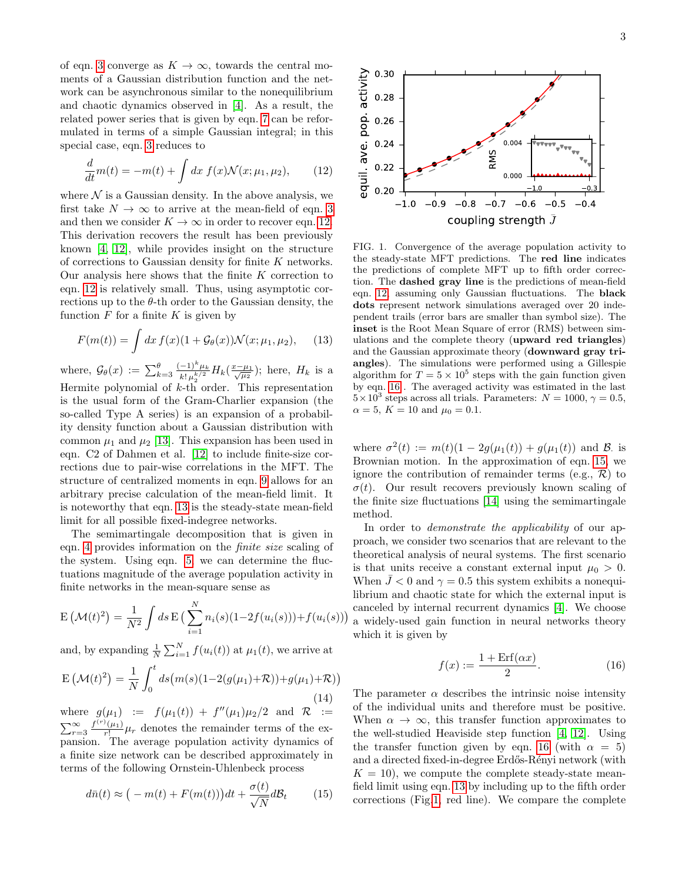of eqn. 3 converge as $K \to \infty$, towards the central moments of a Gaussian distribution function and the network can be asynchronous similar to the nonequilibrium and chaotic dynamics observed in [4]. As a result, the related power series that is given by eqn. 7 can be reformulated in terms of a simple Gaussian integral; in this special case, eqn. 3 reduces to

$$\frac{d}{dt}m(t) = -m(t) + \int dx\; f(x)\mathcal{N}(x;\mu_1,\mu_2), \tag{12}$$

where $\mathcal{N}$ is a Gaussian density. In the above analysis, we first take $N \to \infty$ to arrive at the mean-field of eqn. 3 and then we consider $K \to \infty$ in order to recover eqn. 12. This derivation recovers the result has been previously known [4, 12], while provides insight on the structure of corrections to Gaussian density for finite $K$ networks. Our analysis here shows that the finite $K$ correction to eqn. 12 is relatively small. Thus, using asymptotic corrections up to the $\theta$-th order to the Gaussian density, the function $F$ for a finite $K$ is given by

$$F(m(t)) = \int dx\; f(x)(1 + \mathcal{G}_\theta(x))\mathcal{N}(x;\mu_1,\mu_2), \tag{13}$$

where, $\mathcal{G}_\theta(x) := \sum_{k=3}^{\theta} \frac{(-1)^k \mu_k}{k!\,\mu_2^{k/2}} H_k(\frac{x-\mu_1}{\sqrt{\mu_2}})$; here, $H_k$ is a Hermite polynomial of $k$-th order. This representation is the usual form of the Gram-Charlier expansion (the so-called Type A series) is an expansion of a probability density function about a Gaussian distribution with common $\mu_1$ and $\mu_2$ [13]. This expansion has been used in eqn. C2 of Dahmen et al. [12] to include finite-size corrections due to pair-wise correlations in the MFT. The structure of centralized moments in eqn. 9 allows for an arbitrary precise calculation of the mean-field limit. It is noteworthy that eqn. 13 is the steady-state mean-field limit for all possible fixed-indegree networks.

The semimartingale decomposition that is given in eqn. 4 provides information on the *finite size* scaling of the system. Using eqn. 5, we can determine the fluctuations magnitude of the average population activity in finite networks in the mean-square sense as

$$\mathrm{E}\left(\mathcal{M}(t)^2\right) = \frac{1}{N^2}\int ds\, \mathrm{E}\Big(\sum_{i=1}^{N} n_i(s)(1-2f(u_i(s))) + f(u_i(s))\Big)$$

and, by expanding $\frac{1}{N}\sum_{i=1}^{N} f(u_i(t))$ at $\mu_1(t)$, we arrive at

$$\mathrm{E}\left(\mathcal{M}(t)^2\right) = \frac{1}{N}\int_0^t ds\Big(m(s)(1-2(g(\mu_1)+\mathcal{R})) + g(\mu_1)+\mathcal{R}\Big) \tag{14}$$

where $g(\mu_1) := f(\mu_1(t)) + f''(\mu_1)\mu_2/2$ and $\mathcal{R} := \sum_{r=3}^{\infty}\frac{f^{(r)}(\mu_1)}{r!}\mu_r$ denotes the remainder terms of the expansion. The average population activity dynamics of a finite size network can be described approximately in terms of the following Ornstein-Uhlenbeck process

$$d\bar{n}(t) \approx \big(-m(t) + F(m(t))\big)dt + \frac{\sigma(t)}{\sqrt{N}}d\mathcal{B}_t \tag{15}$$

FIG. 1. Convergence of the average population activity to the steady-state MFT predictions. The **red line** indicates the predictions of complete MFT up to fifth order correction. The **dashed gray line** is the predictions of mean-field eqn. 12 assuming only Gaussian fluctuations. The **black dots** represent network simulations averaged over 20 independent trails (error bars are smaller than symbol size). The **inset** is the Root Mean Square of error (RMS) between simulations and the complete theory (**upward red triangles**) and the Gaussian approximate theory (**downward gray triangles**). The simulations were performed using a Gillespie algorithm for $T = 5\times10^5$ steps with the gain function given by eqn. 16. The averaged activity was estimated in the last $5\times10^3$ steps across all trials. Parameters: $N = 1000$, $\gamma = 0.5$, $\alpha = 5$, $K = 10$ and $\mu_0 = 0.1$.

where $\sigma^2(t) := m(t)(1 - 2g(\mu_1(t)) + g(\mu_1(t))$ and $\mathcal{B}_.$ is Brownian motion. In the approximation of eqn. 15, we ignore the contribution of remainder terms (e.g., $\mathcal{R}$) to $\sigma(t)$. Our result recovers previously known scaling of the finite size fluctuations [14] using the semimartingale method.

In order to *demonstrate the applicability* of our approach, we consider two scenarios that are relevant to the theoretical analysis of neural systems. The first scenario is that units receive a constant external input $\mu_0 > 0$. When $\bar{J} < 0$ and $\gamma = 0.5$ this system exhibits a nonequilibrium and chaotic state for which the external input is canceled by internal recurrent dynamics [4]. We choose a widely-used gain function in neural networks theory which it is given by

$$f(x) := \frac{1 + \mathrm{Erf}(\alpha x)}{2}. \tag{16}$$

The parameter $\alpha$ describes the intrinsic noise intensity of the individual units and therefore must be positive. When $\alpha \to \infty$, this transfer function approximates to the well-studied Heaviside step function [4, 12]. Using the transfer function given by eqn. 16 (with $\alpha = 5$) and a directed fixed-in-degree Erdős-Rényi network (with $K = 10$), we compute the complete steady-state mean-field limit using eqn. 13 by including up to the fifth order corrections (Fig 1, red line). We compare the complete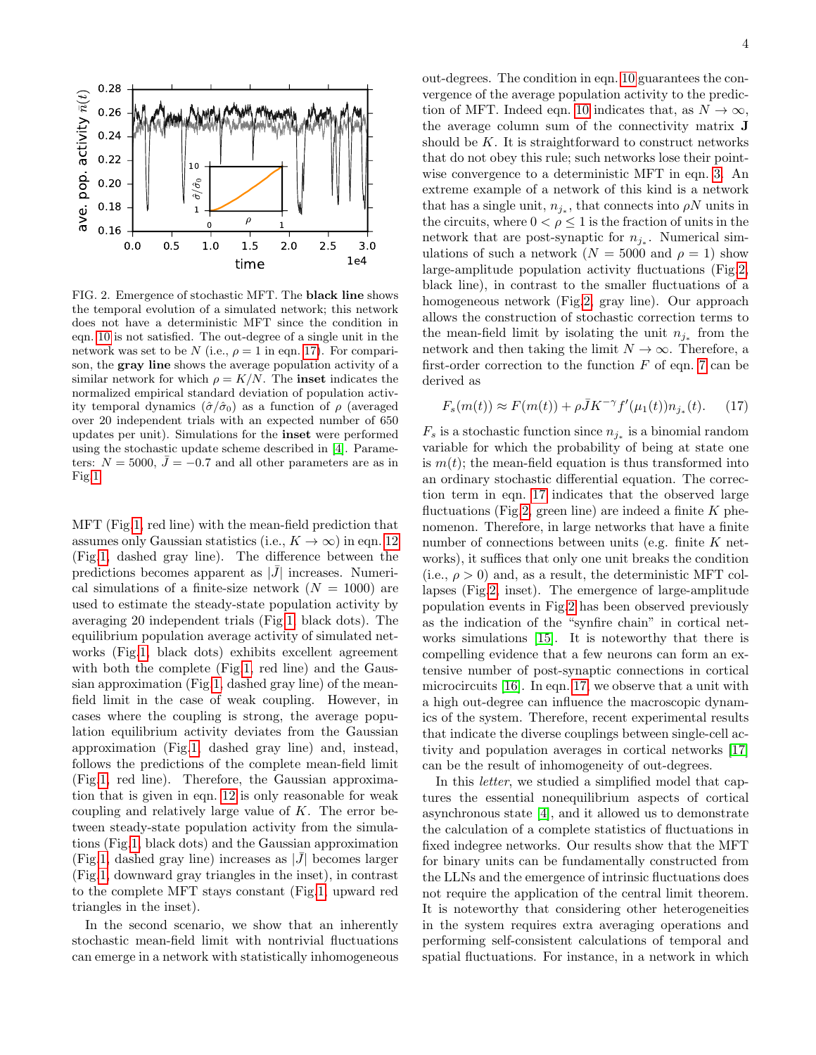FIG. 2. Emergence of stochastic MFT. The **black line** shows the temporal evolution of a simulated network; this network does not have a deterministic MFT since the condition in eqn. 10 is not satisfied. The out-degree of a single unit in the network was set to be $N$ (i.e., $\rho = 1$ in eqn. 17). For comparison, the **gray line** shows the average population activity of a similar network for which $\rho = K/N$. The **inset** indicates the normalized empirical standard deviation of population activity temporal dynamics ($\hat{\sigma}/\hat{\sigma}_0$) as a function of $\rho$ (averaged over 20 independent trials with an expected number of 650 updates per unit). Simulations for the **inset** were performed using the stochastic update scheme described in [4]. Parameters: $N = 5000$, $\bar{J} = -0.7$ and all other parameters are as in Fig.1.

MFT (Fig.1, red line) with the mean-field prediction that assumes only Gaussian statistics (i.e., $K \to \infty$) in eqn. 12 (Fig.1, dashed gray line). The difference between the predictions becomes apparent as $|\bar{J}|$ increases. Numerical simulations of a finite-size network ($N = 1000$) are used to estimate the steady-state population activity by averaging 20 independent trials (Fig.1, black dots). The equilibrium population average activity of simulated networks (Fig.1, black dots) exhibits excellent agreement with both the complete (Fig.1, red line) and the Gaussian approximation (Fig.1, dashed gray line) of the mean-field limit in the case of weak coupling. However, in cases where the coupling is strong, the average population equilibrium activity deviates from the Gaussian approximation (Fig.1, dashed gray line) and, instead, follows the predictions of the complete mean-field limit (Fig.1, red line). Therefore, the Gaussian approximation that is given in eqn. 12 is only reasonable for weak coupling and relatively large value of $K$. The error between steady-state population activity from the simulations (Fig.1, black dots) and the Gaussian approximation (Fig.1, dashed gray line) increases as $|\bar{J}|$ becomes larger (Fig.1, downward gray triangles in the inset), in contrast to the complete MFT stays constant (Fig.1, upward red triangles in the inset).

In the second scenario, we show that an inherently stochastic mean-field limit with nontrivial fluctuations can emerge in a network with statistically inhomogeneous out-degrees. The condition in eqn. 10 guarantees the convergence of the average population activity to the prediction of MFT. Indeed eqn. 10 indicates that, as $N \to \infty$, the average column sum of the connectivity matrix $\mathbf{J}$ should be $K$. It is straightforward to construct networks that do not obey this rule; such networks lose their pointwise convergence to a deterministic MFT in eqn. 3. An extreme example of a network of this kind is a network that has a single unit, $n_{j_*}$, that connects into $\rho N$ units in the circuits, where $0 < \rho \leq 1$ is the fraction of units in the network that are post-synaptic for $n_{j_*}$. Numerical simulations of such a network ($N = 5000$ and $\rho = 1$) show large-amplitude population activity fluctuations (Fig.2, black line), in contrast to the smaller fluctuations of a homogeneous network (Fig.2, gray line). Our approach allows the construction of stochastic correction terms to the mean-field limit by isolating the unit $n_{j_*}$ from the network and then taking the limit $N \to \infty$. Therefore, a first-order correction to the function $F$ of eqn. 7 can be derived as

$$F_s(m(t)) \approx F(m(t)) + \rho \bar{J} K^{-\gamma} f'(\mu_1(t)) n_{j_*}(t). \quad (17)$$

$F_s$ is a stochastic function since $n_{j_*}$ is a binomial random variable for which the probability of being at state one is $m(t)$; the mean-field equation is thus transformed into an ordinary stochastic differential equation. The correction term in eqn. 17 indicates that the observed large fluctuations (Fig.2, green line) are indeed a finite $K$ phenomenon. Therefore, in large networks that have a finite number of connections between units (e.g. finite $K$ networks), it suffices that only one unit breaks the condition (i.e., $\rho > 0$) and, as a result, the deterministic MFT collapses (Fig.2, inset). The emergence of large-amplitude population events in Fig.2 has been observed previously as the indication of the "synfire chain" in cortical networks simulations [15]. It is noteworthy that there is compelling evidence that a few neurons can form an extensive number of post-synaptic connections in cortical microcircuits [16]. In eqn. 17, we observe that a unit with a high out-degree can influence the macroscopic dynamics of the system. Therefore, recent experimental results that indicate the diverse couplings between single-cell activity and population averages in cortical networks [17] can be the result of inhomogeneity of out-degrees.

In this *letter*, we studied a simplified model that captures the essential nonequilibrium aspects of cortical asynchronous state [4], and it allowed us to demonstrate the calculation of a complete statistics of fluctuations in fixed indegree networks. Our results show that the MFT for binary units can be fundamentally constructed from the LLNs and the emergence of intrinsic fluctuations does not require the application of the central limit theorem. It is noteworthy that considering other heterogeneities in the system requires extra averaging operations and performing self-consistent calculations of temporal and spatial fluctuations. For instance, in a network in which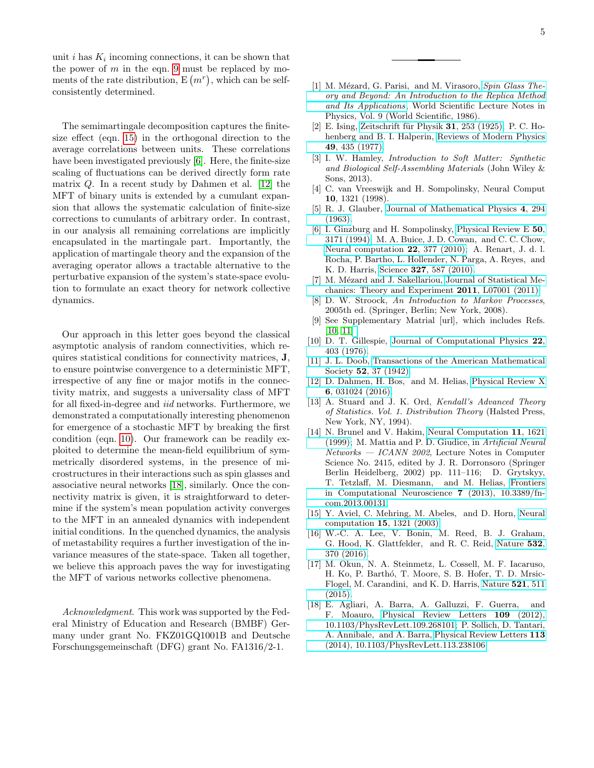unit $i$ has $K_i$ incoming connections, it can be shown that the power of $m$ in the eqn. 9 must be replaced by moments of the rate distribution, $\mathrm{E}\left(m^r\right)$, which can be self-consistently determined.

The semimartingale decomposition captures the finite-size effect (eqn. 15) in the orthogonal direction to the average correlations between units. These correlations have been investigated previously [6]. Here, the finite-size scaling of fluctuations can be derived directly form rate matrix $Q$. In a recent study by Dahmen et al. [12] the MFT of binary units is extended by a cumulant expansion that allows the systematic calculation of finite-size corrections to cumulants of arbitrary order. In contrast, in our analysis all remaining correlations are implicitly encapsulated in the martingale part. Importantly, the application of martingale theory and the expansion of the averaging operator allows a tractable alternative to the perturbative expansion of the system's state-space evolution to formulate an exact theory for network collective dynamics.

Our approach in this letter goes beyond the classical asymptotic analysis of random connectivities, which requires statistical conditions for connectivity matrices, $\mathbf{J}$, to ensure pointwise convergence to a deterministic MFT, irrespective of any fine or major motifs in the connectivity matrix, and suggests a universality class of MFT for all fixed-in-degree and *iid* networks. Furthermore, we demonstrated a computationally interesting phenomenon for emergence of a stochastic MFT by breaking the first condition (eqn. 10). Our framework can be readily exploited to determine the mean-field equilibrium of symmetrically disordered systems, in the presence of microstructures in their interactions such as spin glasses and associative neural networks [18], similarly. Once the connectivity matrix is given, it is straightforward to determine if the system's mean population activity converges to the MFT in an annealed dynamics with independent initial conditions. In the quenched dynamics, the analysis of metastability requires a further investigation of the invariance measures of the state-space. Taken all together, we believe this approach paves the way for investigating the MFT of various networks collective phenomena.

*Acknowledgment*. This work was supported by the Federal Ministry of Education and Research (BMBF) Germany under grant No. FKZ01GQ1001B and Deutsche Forschungsgemeinschaft (DFG) grant No. FA1316/2-1.

---

[1] M. Mézard, G. Parisi, and M. Virasoro, *Spin Glass Theory and Beyond: An Introduction to the Replica Method and Its Applications*, World Scientific Lecture Notes in Physics, Vol. 9 (World Scientific, 1986).

[2] E. Ising, Zeitschrift für Physik **31**, 253 (1925); P. C. Hohenberg and B. I. Halperin, Reviews of Modern Physics **49**, 435 (1977).

[3] I. W. Hamley, *Introduction to Soft Matter: Synthetic and Biological Self-Assembling Materials* (John Wiley & Sons, 2013).

[4] C. van Vreeswijk and H. Sompolinsky, Neural Comput **10**, 1321 (1998).

[5] R. J. Glauber, Journal of Mathematical Physics **4**, 294 (1963).

[6] I. Ginzburg and H. Sompolinsky, Physical Review E **50**, 3171 (1994); M. A. Buice, J. D. Cowan, and C. C. Chow, Neural computation **22**, 377 (2010); A. Renart, J. d. l. Rocha, P. Bartho, L. Hollender, N. Parga, A. Reyes, and K. D. Harris, Science **327**, 587 (2010).

[7] M. Mézard and J. Sakellariou, Journal of Statistical Mechanics: Theory and Experiment **2011**, L07001 (2011).

[8] D. W. Stroock, *An Introduction to Markov Processes*, 2005th ed. (Springer, Berlin; New York, 2008).

[9] See Supplementary Matrial [url], which includes Refs. [10, 11].

[10] D. T. Gillespie, Journal of Computational Physics **22**, 403 (1976).

[11] J. L. Doob, Transactions of the American Mathematical Society **52**, 37 (1942).

[12] D. Dahmen, H. Bos, and M. Helias, Physical Review X **6**, 031024 (2016).

[13] A. Stuard and J. K. Ord, *Kendall's Advanced Theory of Statistics. Vol. 1. Distribution Theory* (Halsted Press, New York, NY, 1994).

[14] N. Brunel and V. Hakim, Neural Computation **11**, 1621 (1999); M. Mattia and P. D. Giudice, in *Artificial Neural Networks — ICANN 2002*, Lecture Notes in Computer Science No. 2415, edited by J. R. Dorronsoro (Springer Berlin Heidelberg, 2002) pp. 111–116; D. Grytskyy, T. Tetzlaff, M. Diesmann, and M. Helias, Frontiers in Computational Neuroscience **7** (2013), 10.3389/fncom.2013.00131.

[15] Y. Aviel, C. Mehring, M. Abeles, and D. Horn, Neural computation **15**, 1321 (2003).

[16] W.-C. A. Lee, V. Bonin, M. Reed, B. J. Graham, G. Hood, K. Glattfelder, and R. C. Reid, Nature **532**, 370 (2016).

[17] M. Okun, N. A. Steinmetz, L. Cossell, M. F. Iacaruso, H. Ko, P. Barthó, T. Moore, S. B. Hofer, T. D. Mrsic-Flogel, M. Carandini, and K. D. Harris, Nature **521**, 511 (2015).

[18] E. Agliari, A. Barra, A. Galluzzi, F. Guerra, and F. Moauro, Physical Review Letters **109** (2012), 10.1103/PhysRevLett.109.268101; P. Sollich, D. Tantari, A. Annibale, and A. Barra, Physical Review Letters **113** (2014), 10.1103/PhysRevLett.113.238106.